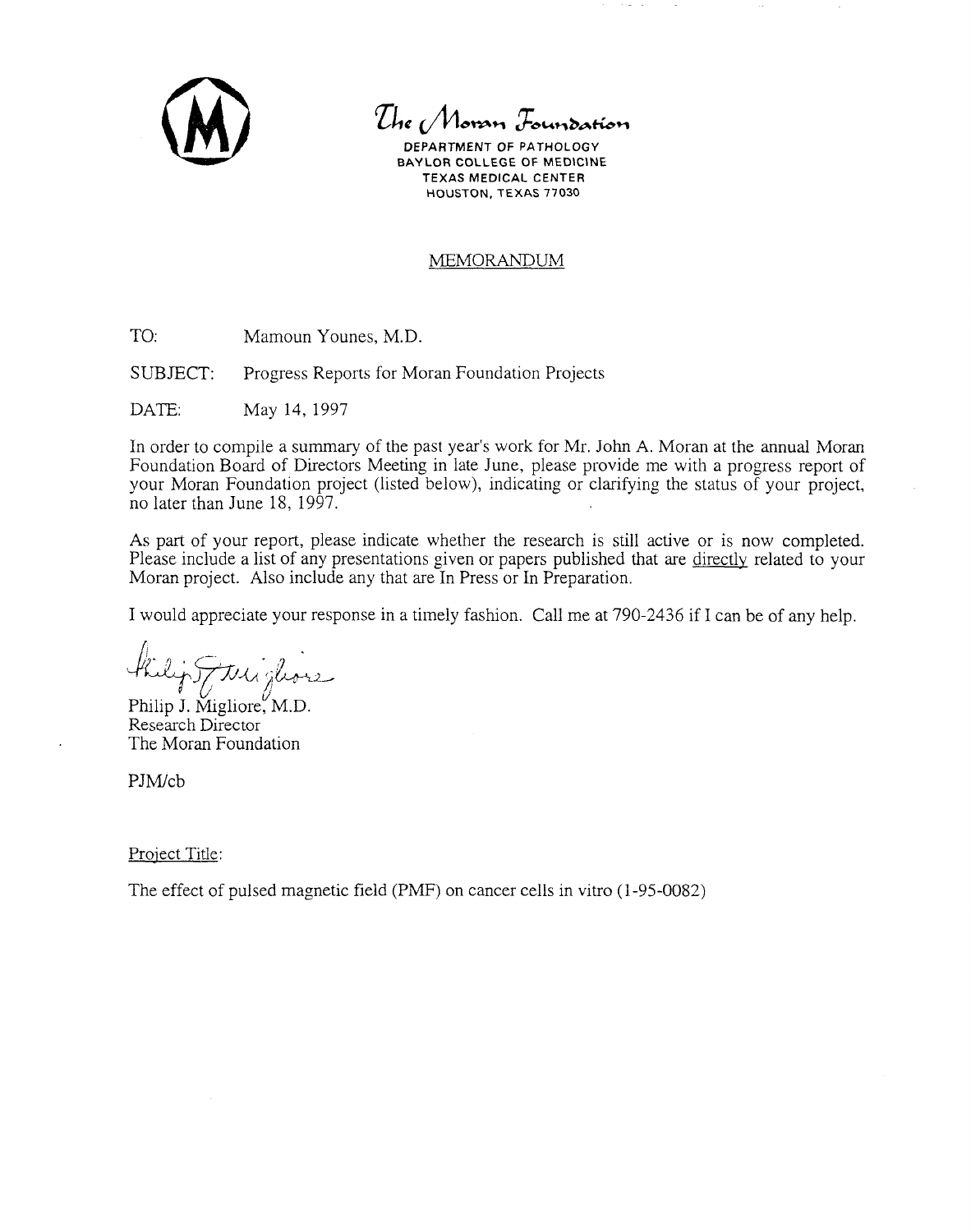The Moran Foundation

DEPARTMENT OF PATHOLOGY
BAYLOR COLLEGE OF MEDICINE
TEXAS MEDICAL CENTER
HOUSTON, TEXAS 77030

## MEMORANDUM

TO: Mamoun Younes, M.D.

SUBJECT: Progress Reports for Moran Foundation Projects

DATE: May 14, 1997

In order to compile a summary of the past year's work for Mr. John A. Moran at the annual Moran Foundation Board of Directors Meeting in late June, please provide me with a progress report of your Moran Foundation project (listed below), indicating or clarifying the status of your project, no later than June 18, 1997.

As part of your report, please indicate whether the research is still active or is now completed. Please include a list of any presentations given or papers published that are directly related to your Moran project. Also include any that are In Press or In Preparation.

I would appreciate your response in a timely fashion. Call me at 790-2436 if I can be of any help.

Philip J. Migliore, M.D.
Research Director
The Moran Foundation

PJM/cb

Project Title:

The effect of pulsed magnetic field (PMF) on cancer cells in vitro (1-95-0082)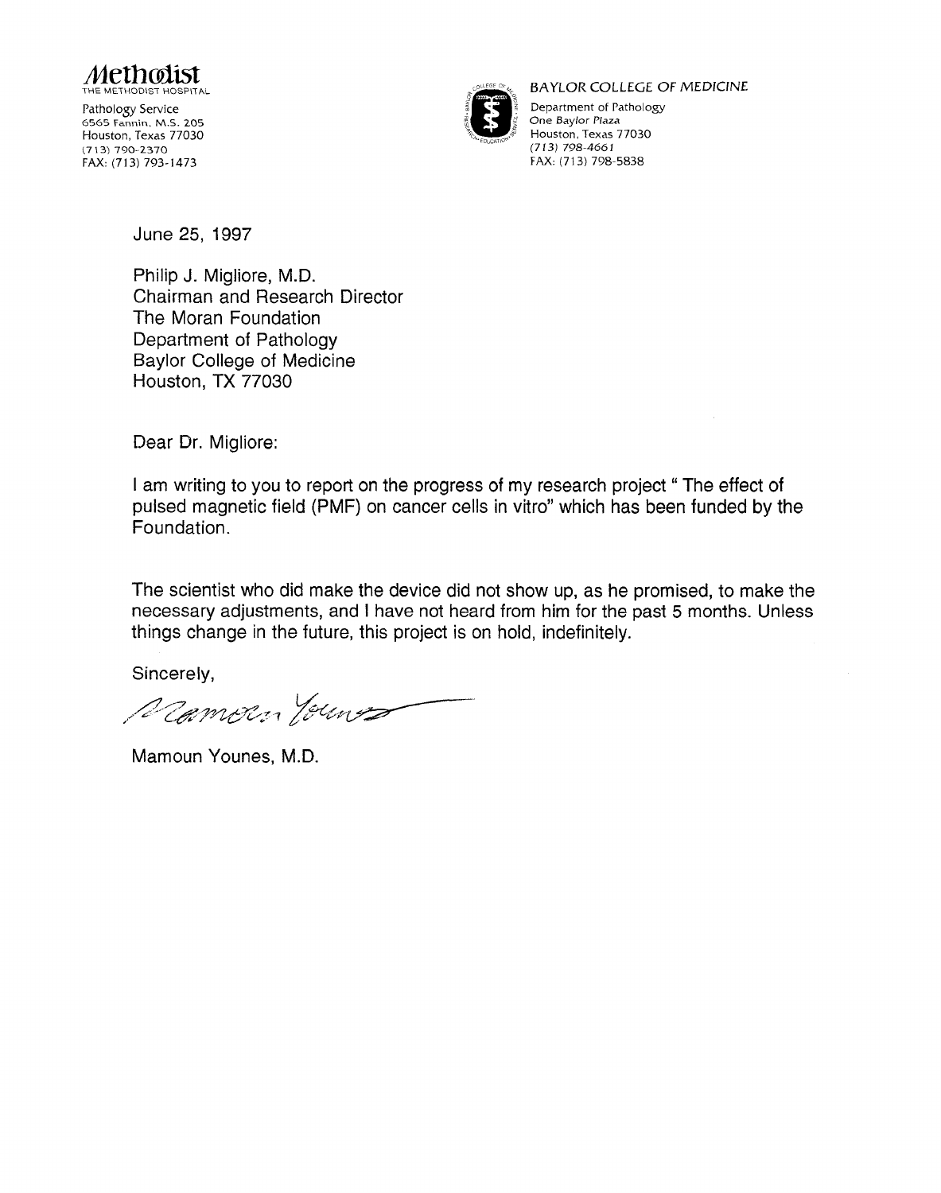**Methodist**
THE METHODIST HOSPITAL

Pathology Service
6565 Fannin, M.S. 205
Houston, Texas 77030
(713) 790-2370
FAX: (713) 793-1473

BAYLOR COLLEGE OF MEDICINE

Department of Pathology
One Baylor Plaza
Houston, Texas 77030
(713) 798-4661
FAX: (713) 798-5838

June 25, 1997

Philip J. Migliore, M.D.
Chairman and Research Director
The Moran Foundation
Department of Pathology
Baylor College of Medicine
Houston, TX 77030

Dear Dr. Migliore:

I am writing to you to report on the progress of my research project " The effect of pulsed magnetic field (PMF) on cancer cells in vitro" which has been funded by the Foundation.

The scientist who did make the device did not show up, as he promised, to make the necessary adjustments, and I have not heard from him for the past 5 months. Unless things change in the future, this project is on hold, indefinitely.

Sincerely,

Mamoun Younes

Mamoun Younes, M.D.